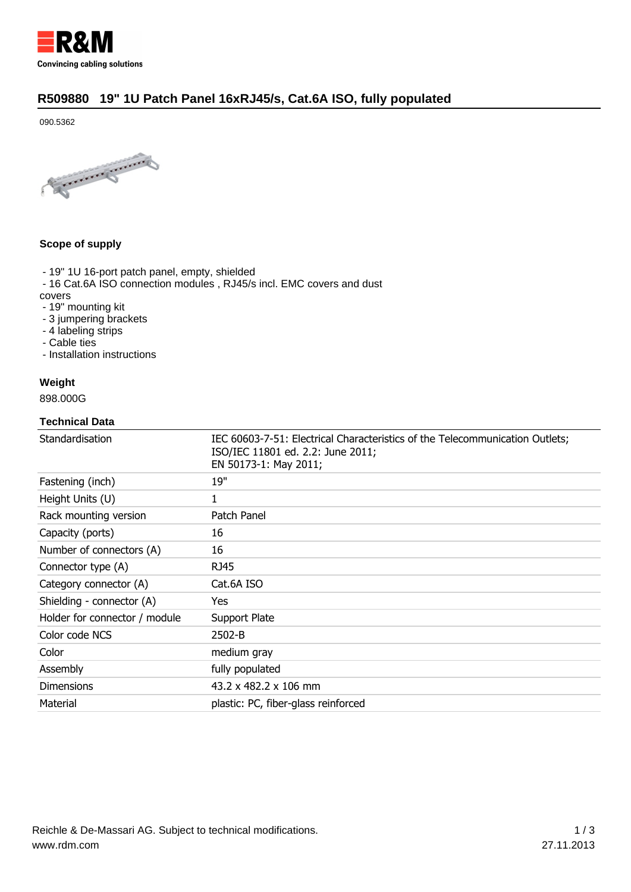# R509880 19" 1U Patch Panel 16xRJ45/s, Cat.6A ISO, fully populated

090.5362

**Scope of supply**

- 19" 1U 16-port patch panel, empty, shielded
- 16 Cat.6A ISO connection modules , RJ45/s incl. EMC covers and dust covers
- 19" mounting kit
- 3 jumpering brackets
- 4 labeling strips
- Cable ties
- Installation instructions

**Weight**

898.000G

**Technical Data**

| | |
|---|---|
| Standardisation | IEC 60603-7-51: Electrical Characteristics of the Telecommunication Outlets;<br>ISO/IEC 11801 ed. 2.2: June 2011;<br>EN 50173-1: May 2011; |
| Fastening (inch) | 19" |
| Height Units (U) | 1 |
| Rack mounting version | Patch Panel |
| Capacity (ports) | 16 |
| Number of connectors (A) | 16 |
| Connector type (A) | RJ45 |
| Category connector (A) | Cat.6A ISO |
| Shielding - connector (A) | Yes |
| Holder for connector / module | Support Plate |
| Color code NCS | 2502-B |
| Color | medium gray |
| Assembly | fully populated |
| Dimensions | 43.2 x 482.2 x 106 mm |
| Material | plastic: PC, fiber-glass reinforced |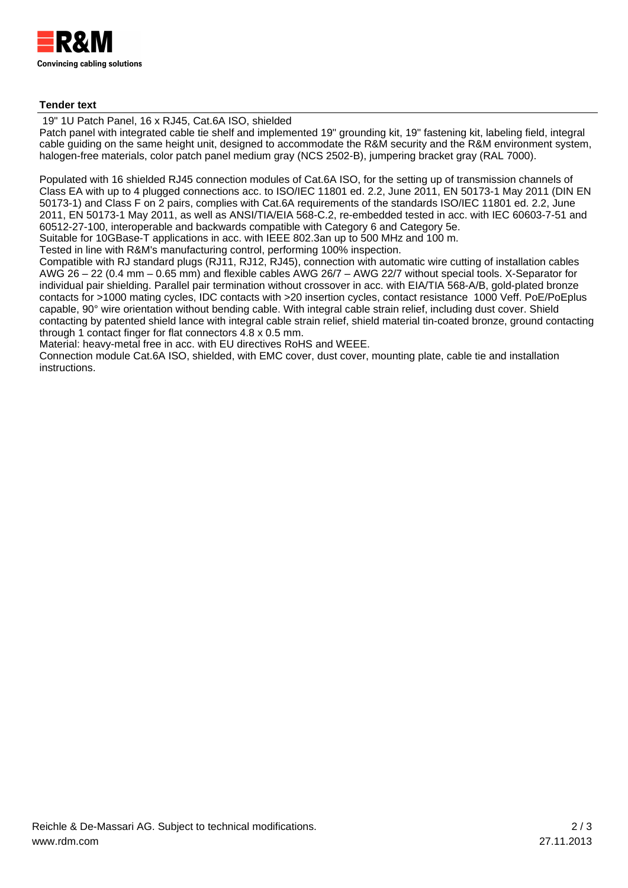**Tender text**

19" 1U Patch Panel, 16 x RJ45, Cat.6A ISO, shielded

Patch panel with integrated cable tie shelf and implemented 19" grounding kit, 19" fastening kit, labeling field, integral cable guiding on the same height unit, designed to accommodate the R&M security and the R&M environment system, halogen-free materials, color patch panel medium gray (NCS 2502-B), jumpering bracket gray (RAL 7000).

Populated with 16 shielded RJ45 connection modules of Cat.6A ISO, for the setting up of transmission channels of Class EA with up to 4 plugged connections acc. to ISO/IEC 11801 ed. 2.2, June 2011, EN 50173-1 May 2011 (DIN EN 50173-1) and Class F on 2 pairs, complies with Cat.6A requirements of the standards ISO/IEC 11801 ed. 2.2, June 2011, EN 50173-1 May 2011, as well as ANSI/TIA/EIA 568-C.2, re-embedded tested in acc. with IEC 60603-7-51 and 60512-27-100, interoperable and backwards compatible with Category 6 and Category 5e.

Suitable for 10GBase-T applications in acc. with IEEE 802.3an up to 500 MHz and 100 m.

Tested in line with R&M's manufacturing control, performing 100% inspection.

Compatible with RJ standard plugs (RJ11, RJ12, RJ45), connection with automatic wire cutting of installation cables AWG 26 – 22 (0.4 mm – 0.65 mm) and flexible cables AWG 26/7 – AWG 22/7 without special tools. X-Separator for individual pair shielding. Parallel pair termination without crossover in acc. with EIA/TIA 568-A/B, gold-plated bronze contacts for >1000 mating cycles, IDC contacts with >20 insertion cycles, contact resistance  1000 Veff. PoE/PoEplus capable, 90° wire orientation without bending cable. With integral cable strain relief, including dust cover. Shield contacting by patented shield lance with integral cable strain relief, shield material tin-coated bronze, ground contacting through 1 contact finger for flat connectors 4.8 x 0.5 mm.

Material: heavy-metal free in acc. with EU directives RoHS and WEEE.

Connection module Cat.6A ISO, shielded, with EMC cover, dust cover, mounting plate, cable tie and installation instructions.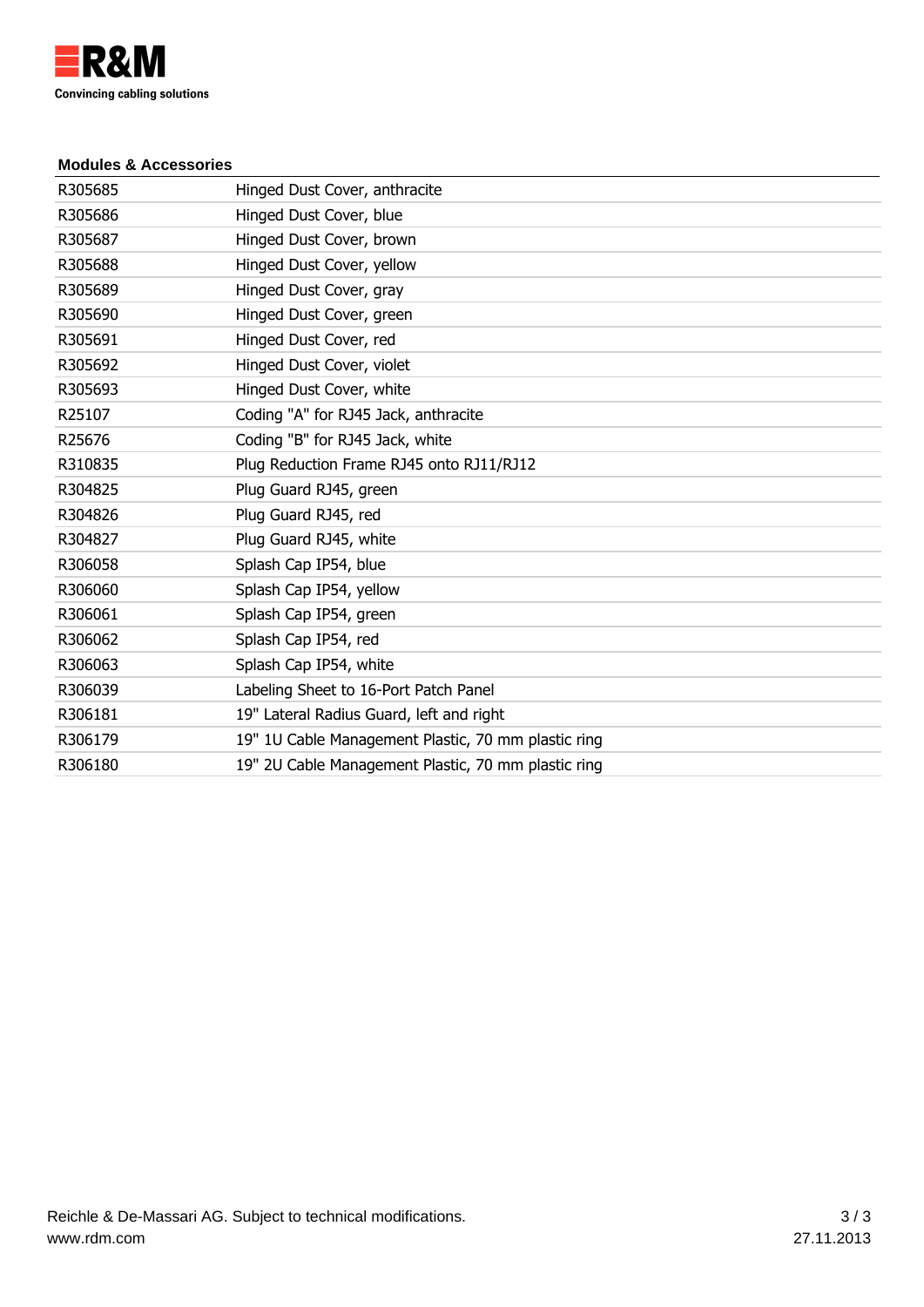## Modules & Accessories

| | |
|---|---|
| R305685 | Hinged Dust Cover, anthracite |
| R305686 | Hinged Dust Cover, blue |
| R305687 | Hinged Dust Cover, brown |
| R305688 | Hinged Dust Cover, yellow |
| R305689 | Hinged Dust Cover, gray |
| R305690 | Hinged Dust Cover, green |
| R305691 | Hinged Dust Cover, red |
| R305692 | Hinged Dust Cover, violet |
| R305693 | Hinged Dust Cover, white |
| R25107 | Coding "A" for RJ45 Jack, anthracite |
| R25676 | Coding "B" for RJ45 Jack, white |
| R310835 | Plug Reduction Frame RJ45 onto RJ11/RJ12 |
| R304825 | Plug Guard RJ45, green |
| R304826 | Plug Guard RJ45, red |
| R304827 | Plug Guard RJ45, white |
| R306058 | Splash Cap IP54, blue |
| R306060 | Splash Cap IP54, yellow |
| R306061 | Splash Cap IP54, green |
| R306062 | Splash Cap IP54, red |
| R306063 | Splash Cap IP54, white |
| R306039 | Labeling Sheet to 16-Port Patch Panel |
| R306181 | 19" Lateral Radius Guard, left and right |
| R306179 | 19" 1U Cable Management Plastic, 70 mm plastic ring |
| R306180 | 19" 2U Cable Management Plastic, 70 mm plastic ring |

Reichle & De-Massari AG. Subject to technical modifications.
www.rdm.com

27.11.2013